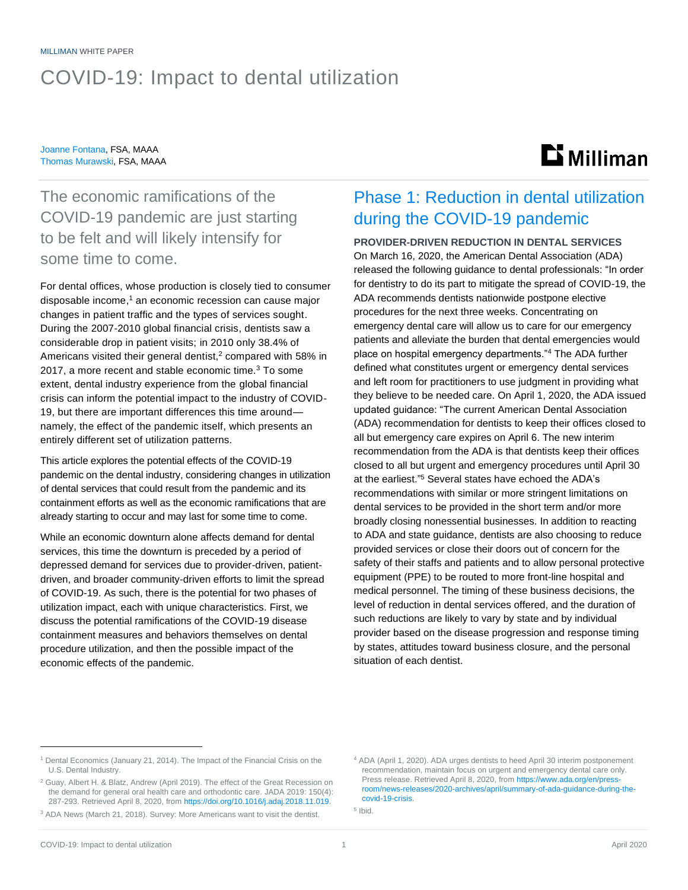MILLIMAN WHITE PAPER

# COVID-19: Impact to dental utilization

Joanne Fontana, FSA, MAAA
Thomas Murawski, FSA, MAAA

## The economic ramifications of the COVID-19 pandemic are just starting to be felt and will likely intensify for some time to come.

For dental offices, whose production is closely tied to consumer disposable income,[1] an economic recession can cause major changes in patient traffic and the types of services sought. During the 2007-2010 global financial crisis, dentists saw a considerable drop in patient visits; in 2010 only 38.4% of Americans visited their general dentist,[2] compared with 58% in 2017, a more recent and stable economic time.[3] To some extent, dental industry experience from the global financial crisis can inform the potential impact to the industry of COVID-19, but there are important differences this time around—namely, the effect of the pandemic itself, which presents an entirely different set of utilization patterns.

This article explores the potential effects of the COVID-19 pandemic on the dental industry, considering changes in utilization of dental services that could result from the pandemic and its containment efforts as well as the economic ramifications that are already starting to occur and may last for some time to come.

While an economic downturn alone affects demand for dental services, this time the downturn is preceded by a period of depressed demand for services due to provider-driven, patient-driven, and broader community-driven efforts to limit the spread of COVID-19. As such, there is the potential for two phases of utilization impact, each with unique characteristics. First, we discuss the potential ramifications of the COVID-19 disease containment measures and behaviors themselves on dental procedure utilization, and then the possible impact of the economic effects of the pandemic.

## Phase 1: Reduction in dental utilization during the COVID-19 pandemic

### PROVIDER-DRIVEN REDUCTION IN DENTAL SERVICES

On March 16, 2020, the American Dental Association (ADA) released the following guidance to dental professionals: "In order for dentistry to do its part to mitigate the spread of COVID-19, the ADA recommends dentists nationwide postpone elective procedures for the next three weeks. Concentrating on emergency dental care will allow us to care for our emergency patients and alleviate the burden that dental emergencies would place on hospital emergency departments."[4] The ADA further defined what constitutes urgent or emergency dental services and left room for practitioners to use judgment in providing what they believe to be needed care. On April 1, 2020, the ADA issued updated guidance: "The current American Dental Association (ADA) recommendation for dentists to keep their offices closed to all but emergency care expires on April 6. The new interim recommendation from the ADA is that dentists keep their offices closed to all but urgent and emergency procedures until April 30 at the earliest."[5] Several states have echoed the ADA's recommendations with similar or more stringent limitations on dental services to be provided in the short term and/or more broadly closing nonessential businesses. In addition to reacting to ADA and state guidance, dentists are also choosing to reduce provided services or close their doors out of concern for the safety of their staffs and patients and to allow personal protective equipment (PPE) to be routed to more front-line hospital and medical personnel. The timing of these business decisions, the level of reduction in dental services offered, and the duration of such reductions are likely to vary by state and by individual provider based on the disease progression and response timing by states, attitudes toward business closure, and the personal situation of each dentist.

---

[1] Dental Economics (January 21, 2014). The Impact of the Financial Crisis on the U.S. Dental Industry.

[2] Guay, Albert H. & Blatz, Andrew (April 2019). The effect of the Great Recession on the demand for general oral health care and orthodontic care. JADA 2019: 150(4): 287-293. Retrieved April 8, 2020, from https://doi.org/10.1016/j.adaj.2018.11.019.

[3] ADA News (March 21, 2018). Survey: More Americans want to visit the dentist.

[4] ADA (April 1, 2020). ADA urges dentists to heed April 30 interim postponement recommendation, maintain focus on urgent and emergency dental care only. Press release. Retrieved April 8, 2020, from https://www.ada.org/en/press-room/news-releases/2020-archives/april/summary-of-ada-guidance-during-the-covid-19-crisis.

[5] Ibid.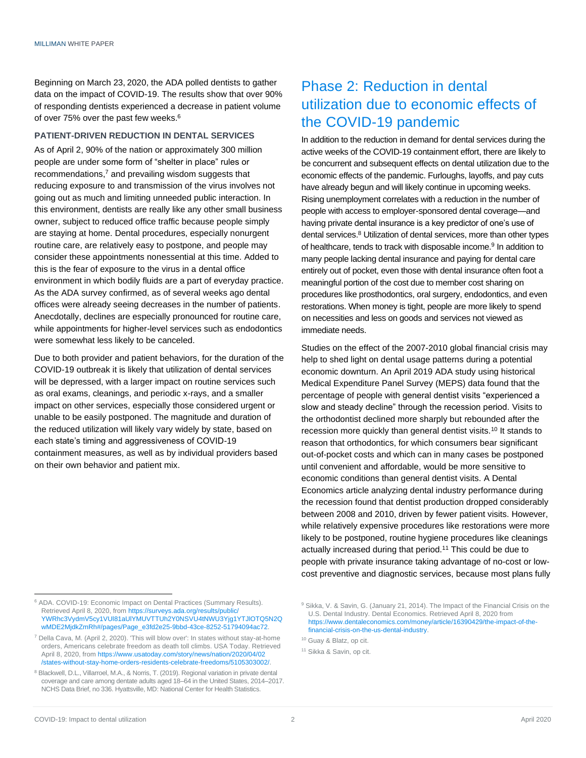Beginning on March 23, 2020, the ADA polled dentists to gather data on the impact of COVID-19. The results show that over 90% of responding dentists experienced a decrease in patient volume of over 75% over the past few weeks.[6]

### PATIENT-DRIVEN REDUCTION IN DENTAL SERVICES

As of April 2, 90% of the nation or approximately 300 million people are under some form of "shelter in place" rules or recommendations,[7] and prevailing wisdom suggests that reducing exposure to and transmission of the virus involves not going out as much and limiting unneeded public interaction. In this environment, dentists are really like any other small business owner, subject to reduced office traffic because people simply are staying at home. Dental procedures, especially nonurgent routine care, are relatively easy to postpone, and people may consider these appointments nonessential at this time. Added to this is the fear of exposure to the virus in a dental office environment in which bodily fluids are a part of everyday practice. As the ADA survey confirmed, as of several weeks ago dental offices were already seeing decreases in the number of patients. Anecdotally, declines are especially pronounced for routine care, while appointments for higher-level services such as endodontics were somewhat less likely to be canceled.

Due to both provider and patient behaviors, for the duration of the COVID-19 outbreak it is likely that utilization of dental services will be depressed, with a larger impact on routine services such as oral exams, cleanings, and periodic x-rays, and a smaller impact on other services, especially those considered urgent or unable to be easily postponed. The magnitude and duration of the reduced utilization will likely vary widely by state, based on each state's timing and aggressiveness of COVID-19 containment measures, as well as by individual providers based on their own behavior and patient mix.

## Phase 2: Reduction in dental utilization due to economic effects of the COVID-19 pandemic

In addition to the reduction in demand for dental services during the active weeks of the COVID-19 containment effort, there are likely to be concurrent and subsequent effects on dental utilization due to the economic effects of the pandemic. Furloughs, layoffs, and pay cuts have already begun and will likely continue in upcoming weeks. Rising unemployment correlates with a reduction in the number of people with access to employer-sponsored dental coverage—and having private dental insurance is a key predictor of one's use of dental services.[8] Utilization of dental services, more than other types of healthcare, tends to track with disposable income.[9] In addition to many people lacking dental insurance and paying for dental care entirely out of pocket, even those with dental insurance often foot a meaningful portion of the cost due to member cost sharing on procedures like prosthodontics, oral surgery, endodontics, and even restorations. When money is tight, people are more likely to spend on necessities and less on goods and services not viewed as immediate needs.

Studies on the effect of the 2007-2010 global financial crisis may help to shed light on dental usage patterns during a potential economic downturn. An April 2019 ADA study using historical Medical Expenditure Panel Survey (MEPS) data found that the percentage of people with general dentist visits "experienced a slow and steady decline" through the recession period. Visits to the orthodontist declined more sharply but rebounded after the recession more quickly than general dentist visits.[10] It stands to reason that orthodontics, for which consumers bear significant out-of-pocket costs and which can in many cases be postponed until convenient and affordable, would be more sensitive to economic conditions than general dentist visits. A Dental Economics article analyzing dental industry performance during the recession found that dentist production dropped considerably between 2008 and 2010, driven by fewer patient visits. However, while relatively expensive procedures like restorations were more likely to be postponed, routine hygiene procedures like cleanings actually increased during that period.[11] This could be due to people with private insurance taking advantage of no-cost or low-cost preventive and diagnostic services, because most plans fully

---

[6] ADA. COVID-19: Economic Impact on Dental Practices (Summary Results). Retrieved April 8, 2020, from https://surveys.ada.org/results/public/YWRhc3VydmV5cy1VUl81aUlYMUVTTUh2Y0NSVU4tNWU3Yjg1YTJlOTQ5N2QwMDE2MjdkZmRh#/pages/Page_e3fd2e25-9bbd-43ce-8252-51794094ac72.

[7] Della Cava, M. (April 2, 2020). 'This will blow over': In states without stay-at-home orders, Americans celebrate freedom as death toll climbs. USA Today. Retrieved April 8, 2020, from https://www.usatoday.com/story/news/nation/2020/04/02/states-without-stay-home-orders-residents-celebrate-freedoms/5105303002/.

[8] Blackwell, D.L., Villarroel, M.A., & Norris, T. (2019). Regional variation in private dental coverage and care among dentate adults aged 18–64 in the United States, 2014–2017. NCHS Data Brief, no 336. Hyattsville, MD: National Center for Health Statistics.

[9] Sikka, V. & Savin, G. (January 21, 2014). The Impact of the Financial Crisis on the U.S. Dental Industry. Dental Economics. Retrieved April 8, 2020 from https://www.dentaleconomics.com/money/article/16390429/the-impact-of-the-financial-crisis-on-the-us-dental-industry.

[10] Guay & Blatz, op cit.

[11] Sikka & Savin, op cit.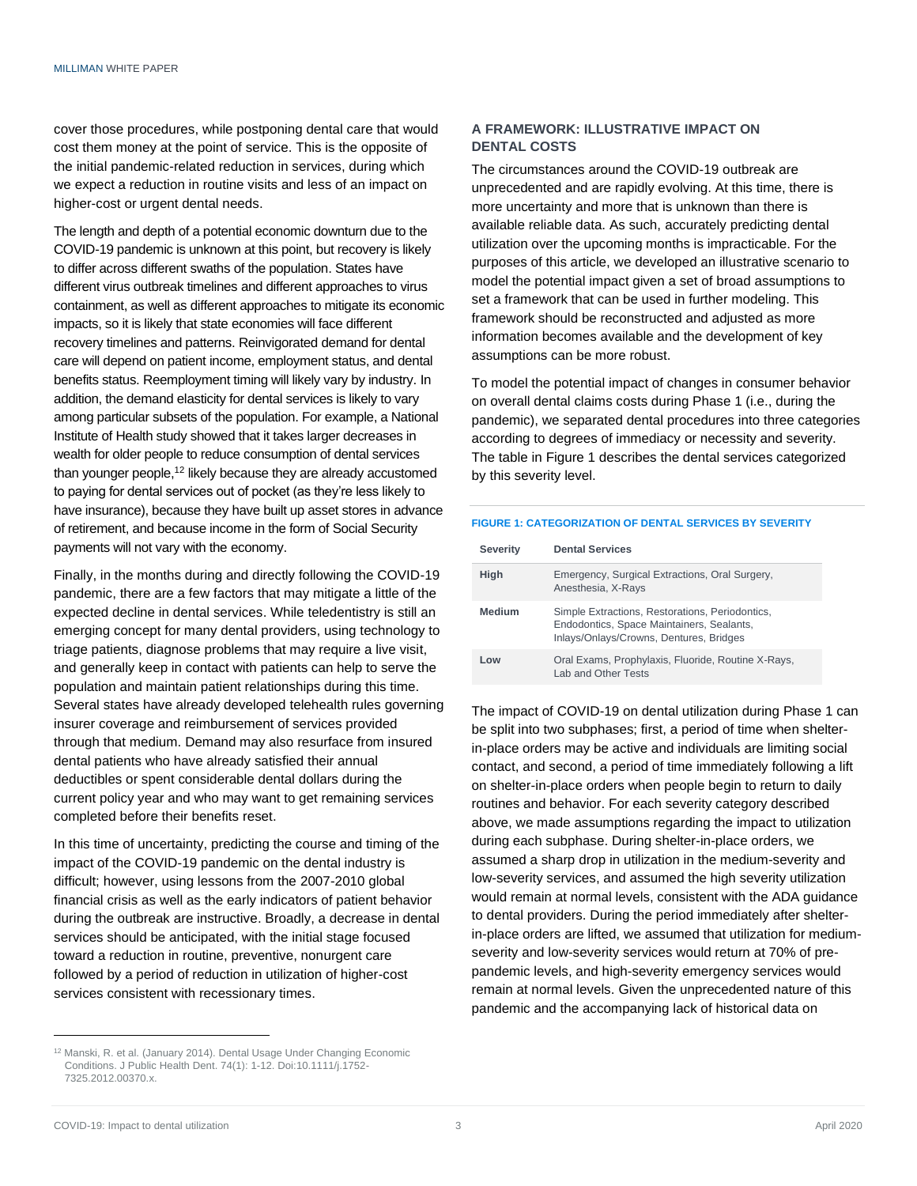cover those procedures, while postponing dental care that would cost them money at the point of service. This is the opposite of the initial pandemic-related reduction in services, during which we expect a reduction in routine visits and less of an impact on higher-cost or urgent dental needs.

The length and depth of a potential economic downturn due to the COVID-19 pandemic is unknown at this point, but recovery is likely to differ across different swaths of the population. States have different virus outbreak timelines and different approaches to virus containment, as well as different approaches to mitigate its economic impacts, so it is likely that state economies will face different recovery timelines and patterns. Reinvigorated demand for dental care will depend on patient income, employment status, and dental benefits status. Reemployment timing will likely vary by industry. In addition, the demand elasticity for dental services is likely to vary among particular subsets of the population. For example, a National Institute of Health study showed that it takes larger decreases in wealth for older people to reduce consumption of dental services than younger people,[12] likely because they are already accustomed to paying for dental services out of pocket (as they're less likely to have insurance), because they have built up asset stores in advance of retirement, and because income in the form of Social Security payments will not vary with the economy.

Finally, in the months during and directly following the COVID-19 pandemic, there are a few factors that may mitigate a little of the expected decline in dental services. While teledentistry is still an emerging concept for many dental providers, using technology to triage patients, diagnose problems that may require a live visit, and generally keep in contact with patients can help to serve the population and maintain patient relationships during this time. Several states have already developed telehealth rules governing insurer coverage and reimbursement of services provided through that medium. Demand may also resurface from insured dental patients who have already satisfied their annual deductibles or spent considerable dental dollars during the current policy year and who may want to get remaining services completed before their benefits reset.

In this time of uncertainty, predicting the course and timing of the impact of the COVID-19 pandemic on the dental industry is difficult; however, using lessons from the 2007-2010 global financial crisis as well as the early indicators of patient behavior during the outbreak are instructive. Broadly, a decrease in dental services should be anticipated, with the initial stage focused toward a reduction in routine, preventive, nonurgent care followed by a period of reduction in utilization of higher-cost services consistent with recessionary times.

## A FRAMEWORK: ILLUSTRATIVE IMPACT ON DENTAL COSTS

The circumstances around the COVID-19 outbreak are unprecedented and are rapidly evolving. At this time, there is more uncertainty and more that is unknown than there is available reliable data. As such, accurately predicting dental utilization over the upcoming months is impracticable. For the purposes of this article, we developed an illustrative scenario to model the potential impact given a set of broad assumptions to set a framework that can be used in further modeling. This framework should be reconstructed and adjusted as more information becomes available and the development of key assumptions can be more robust.

To model the potential impact of changes in consumer behavior on overall dental claims costs during Phase 1 (i.e., during the pandemic), we separated dental procedures into three categories according to degrees of immediacy or necessity and severity. The table in Figure 1 describes the dental services categorized by this severity level.

FIGURE 1: CATEGORIZATION OF DENTAL SERVICES BY SEVERITY

| Severity | Dental Services |
|---|---|
| High | Emergency, Surgical Extractions, Oral Surgery, Anesthesia, X-Rays |
| Medium | Simple Extractions, Restorations, Periodontics, Endodontics, Space Maintainers, Sealants, Inlays/Onlays/Crowns, Dentures, Bridges |
| Low | Oral Exams, Prophylaxis, Fluoride, Routine X-Rays, Lab and Other Tests |

The impact of COVID-19 on dental utilization during Phase 1 can be split into two subphases; first, a period of time when shelter-in-place orders may be active and individuals are limiting social contact, and second, a period of time immediately following a lift on shelter-in-place orders when people begin to return to daily routines and behavior. For each severity category described above, we made assumptions regarding the impact to utilization during each subphase. During shelter-in-place orders, we assumed a sharp drop in utilization in the medium-severity and low-severity services, and assumed the high severity utilization would remain at normal levels, consistent with the ADA guidance to dental providers. During the period immediately after shelter-in-place orders are lifted, we assumed that utilization for medium-severity and low-severity services would return at 70% of pre-pandemic levels, and high-severity emergency services would remain at normal levels. Given the unprecedented nature of this pandemic and the accompanying lack of historical data on

[12] Manski, R. et al. (January 2014). Dental Usage Under Changing Economic Conditions. J Public Health Dent. 74(1): 1-12. Doi:10.1111/j.1752-7325.2012.00370.x.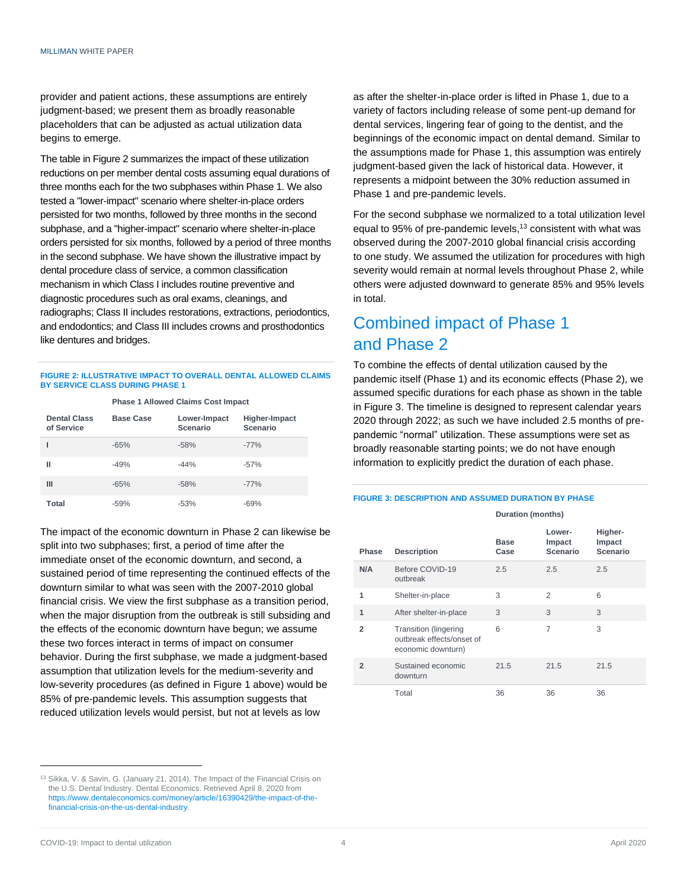provider and patient actions, these assumptions are entirely judgment-based; we present them as broadly reasonable placeholders that can be adjusted as actual utilization data begins to emerge.

The table in Figure 2 summarizes the impact of these utilization reductions on per member dental costs assuming equal durations of three months each for the two subphases within Phase 1. We also tested a "lower-impact" scenario where shelter-in-place orders persisted for two months, followed by three months in the second subphase, and a "higher-impact" scenario where shelter-in-place orders persisted for six months, followed by a period of three months in the second subphase. We have shown the illustrative impact by dental procedure class of service, a common classification mechanism in which Class I includes routine preventive and diagnostic procedures such as oral exams, cleanings, and radiographs; Class II includes restorations, extractions, periodontics, and endodontics; and Class III includes crowns and prosthodontics like dentures and bridges.

**FIGURE 2: ILLUSTRATIVE IMPACT TO OVERALL DENTAL ALLOWED CLAIMS BY SERVICE CLASS DURING PHASE 1**

| | Phase 1 Allowed Claims Cost Impact | | |
|---|---|---|---|
| **Dental Class of Service** | **Base Case** | **Lower-Impact Scenario** | **Higher-Impact Scenario** |
| I | -65% | -58% | -77% |
| II | -49% | -44% | -57% |
| III | -65% | -58% | -77% |
| **Total** | -59% | -53% | -69% |

The impact of the economic downturn in Phase 2 can likewise be split into two subphases; first, a period of time after the immediate onset of the economic downturn, and second, a sustained period of time representing the continued effects of the downturn similar to what was seen with the 2007-2010 global financial crisis. We view the first subphase as a transition period, when the major disruption from the outbreak is still subsiding and the effects of the economic downturn have begun; we assume these two forces interact in terms of impact on consumer behavior. During the first subphase, we made a judgment-based assumption that utilization levels for the medium-severity and low-severity procedures (as defined in Figure 1 above) would be 85% of pre-pandemic levels. This assumption suggests that reduced utilization levels would persist, but not at levels as low as after the shelter-in-place order is lifted in Phase 1, due to a variety of factors including release of some pent-up demand for dental services, lingering fear of going to the dentist, and the beginnings of the economic impact on dental demand. Similar to the assumptions made for Phase 1, this assumption was entirely judgment-based given the lack of historical data. However, it represents a midpoint between the 30% reduction assumed in Phase 1 and pre-pandemic levels.

For the second subphase we normalized to a total utilization level equal to 95% of pre-pandemic levels,[13] consistent with what was observed during the 2007-2010 global financial crisis according to one study. We assumed the utilization for procedures with high severity would remain at normal levels throughout Phase 2, while others were adjusted downward to generate 85% and 95% levels in total.

## Combined impact of Phase 1 and Phase 2

To combine the effects of dental utilization caused by the pandemic itself (Phase 1) and its economic effects (Phase 2), we assumed specific durations for each phase as shown in the table in Figure 3. The timeline is designed to represent calendar years 2020 through 2022; as such we have included 2.5 months of pre-pandemic "normal" utilization. These assumptions were set as broadly reasonable starting points; we do not have enough information to explicitly predict the duration of each phase.

**FIGURE 3: DESCRIPTION AND ASSUMED DURATION BY PHASE**

| | | Duration (months) | | |
|---|---|---|---|---|
| **Phase** | **Description** | **Base Case** | **Lower-Impact Scenario** | **Higher-Impact Scenario** |
| **N/A** | Before COVID-19 outbreak | 2.5 | 2.5 | 2.5 |
| **1** | Shelter-in-place | 3 | 2 | 6 |
| **1** | After shelter-in-place | 3 | 3 | 3 |
| **2** | Transition (lingering outbreak effects/onset of economic downturn) | 6 | 7 | 3 |
| **2** | Sustained economic downturn | 21.5 | 21.5 | 21.5 |
| | Total | 36 | 36 | 36 |

[13] Sikka, V. & Savin, G. (January 21, 2014). The Impact of the Financial Crisis on the U.S. Dental Industry. Dental Economics. Retrieved April 8, 2020 from https://www.dentaleconomics.com/money/article/16390429/the-impact-of-the-financial-crisis-on-the-us-dental-industry.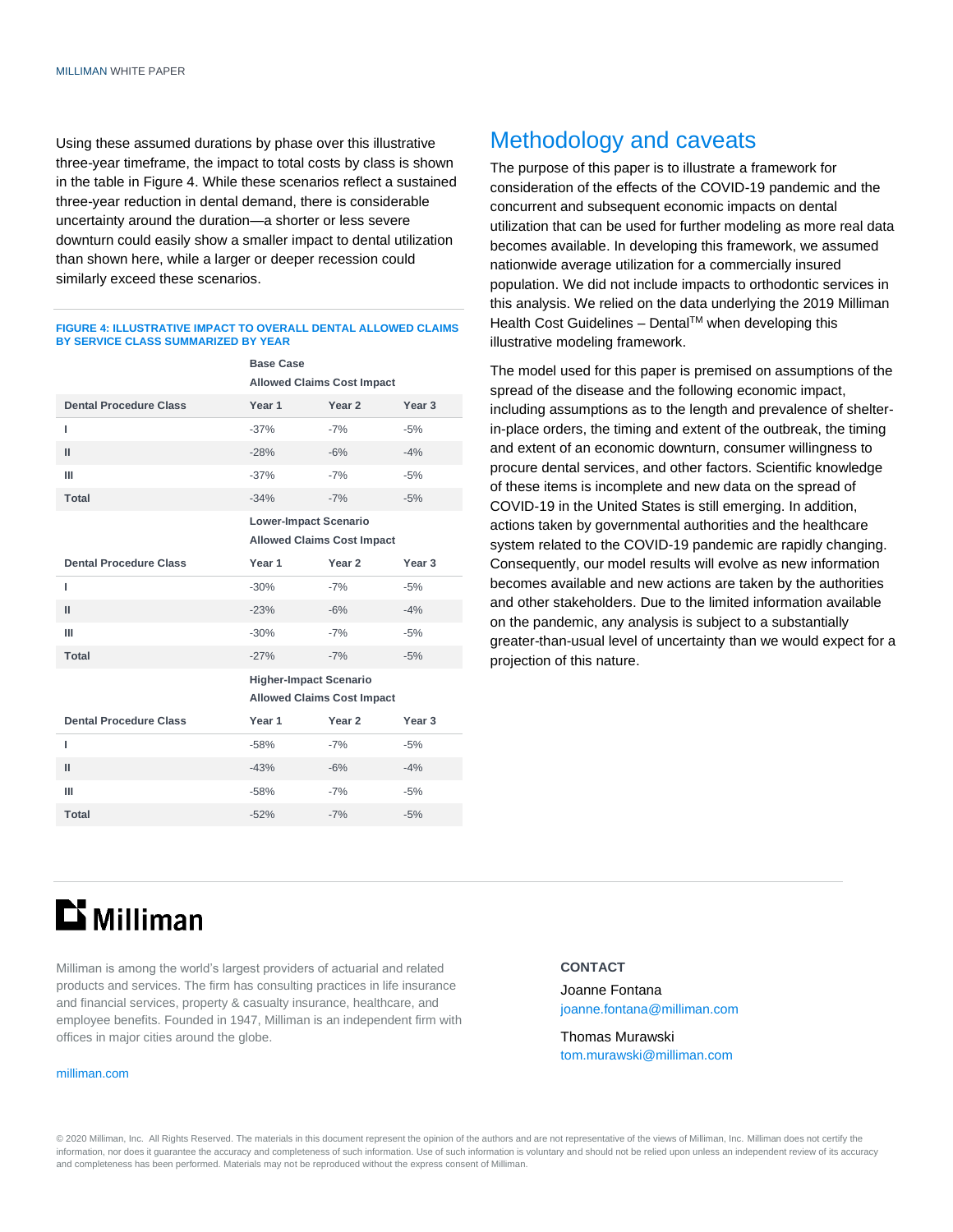Using these assumed durations by phase over this illustrative three-year timeframe, the impact to total costs by class is shown in the table in Figure 4. While these scenarios reflect a sustained three-year reduction in dental demand, there is considerable uncertainty around the duration—a shorter or less severe downturn could easily show a smaller impact to dental utilization than shown here, while a larger or deeper recession could similarly exceed these scenarios.

**FIGURE 4: ILLUSTRATIVE IMPACT TO OVERALL DENTAL ALLOWED CLAIMS BY SERVICE CLASS SUMMARIZED BY YEAR**

| | Base Case Allowed Claims Cost Impact | | |
|---|---|---|---|
| **Dental Procedure Class** | **Year 1** | **Year 2** | **Year 3** |
| I | -37% | -7% | -5% |
| II | -28% | -6% | -4% |
| III | -37% | -7% | -5% |
| **Total** | -34% | -7% | -5% |
| | **Lower-Impact Scenario Allowed Claims Cost Impact** | | |
| **Dental Procedure Class** | **Year 1** | **Year 2** | **Year 3** |
| I | -30% | -7% | -5% |
| II | -23% | -6% | -4% |
| III | -30% | -7% | -5% |
| **Total** | -27% | -7% | -5% |
| | **Higher-Impact Scenario Allowed Claims Cost Impact** | | |
| **Dental Procedure Class** | **Year 1** | **Year 2** | **Year 3** |
| I | -58% | -7% | -5% |
| II | -43% | -6% | -4% |
| III | -58% | -7% | -5% |
| **Total** | -52% | -7% | -5% |

## Methodology and caveats

The purpose of this paper is to illustrate a framework for consideration of the effects of the COVID-19 pandemic and the concurrent and subsequent economic impacts on dental utilization that can be used for further modeling as more real data becomes available. In developing this framework, we assumed nationwide average utilization for a commercially insured population. We did not include impacts to orthodontic services in this analysis. We relied on the data underlying the 2019 Milliman Health Cost Guidelines – Dental™ when developing this illustrative modeling framework.

The model used for this paper is premised on assumptions of the spread of the disease and the following economic impact, including assumptions as to the length and prevalence of shelter-in-place orders, the timing and extent of the outbreak, the timing and extent of an economic downturn, consumer willingness to procure dental services, and other factors. Scientific knowledge of these items is incomplete and new data on the spread of COVID-19 in the United States is still emerging. In addition, actions taken by governmental authorities and the healthcare system related to the COVID-19 pandemic are rapidly changing. Consequently, our model results will evolve as new information becomes available and new actions are taken by the authorities and other stakeholders. Due to the limited information available on the pandemic, any analysis is subject to a substantially greater-than-usual level of uncertainty than we would expect for a projection of this nature.

Milliman

Milliman is among the world's largest providers of actuarial and related products and services. The firm has consulting practices in life insurance and financial services, property & casualty insurance, healthcare, and employee benefits. Founded in 1947, Milliman is an independent firm with offices in major cities around the globe.

milliman.com

**CONTACT**

Joanne Fontana
joanne.fontana@milliman.com

Thomas Murawski
tom.murawski@milliman.com

© 2020 Milliman, Inc. All Rights Reserved. The materials in this document represent the opinion of the authors and are not representative of the views of Milliman, Inc. Milliman does not certify the information, nor does it guarantee the accuracy and completeness of such information. Use of such information is voluntary and should not be relied upon unless an independent review of its accuracy and completeness has been performed. Materials may not be reproduced without the express consent of Milliman.